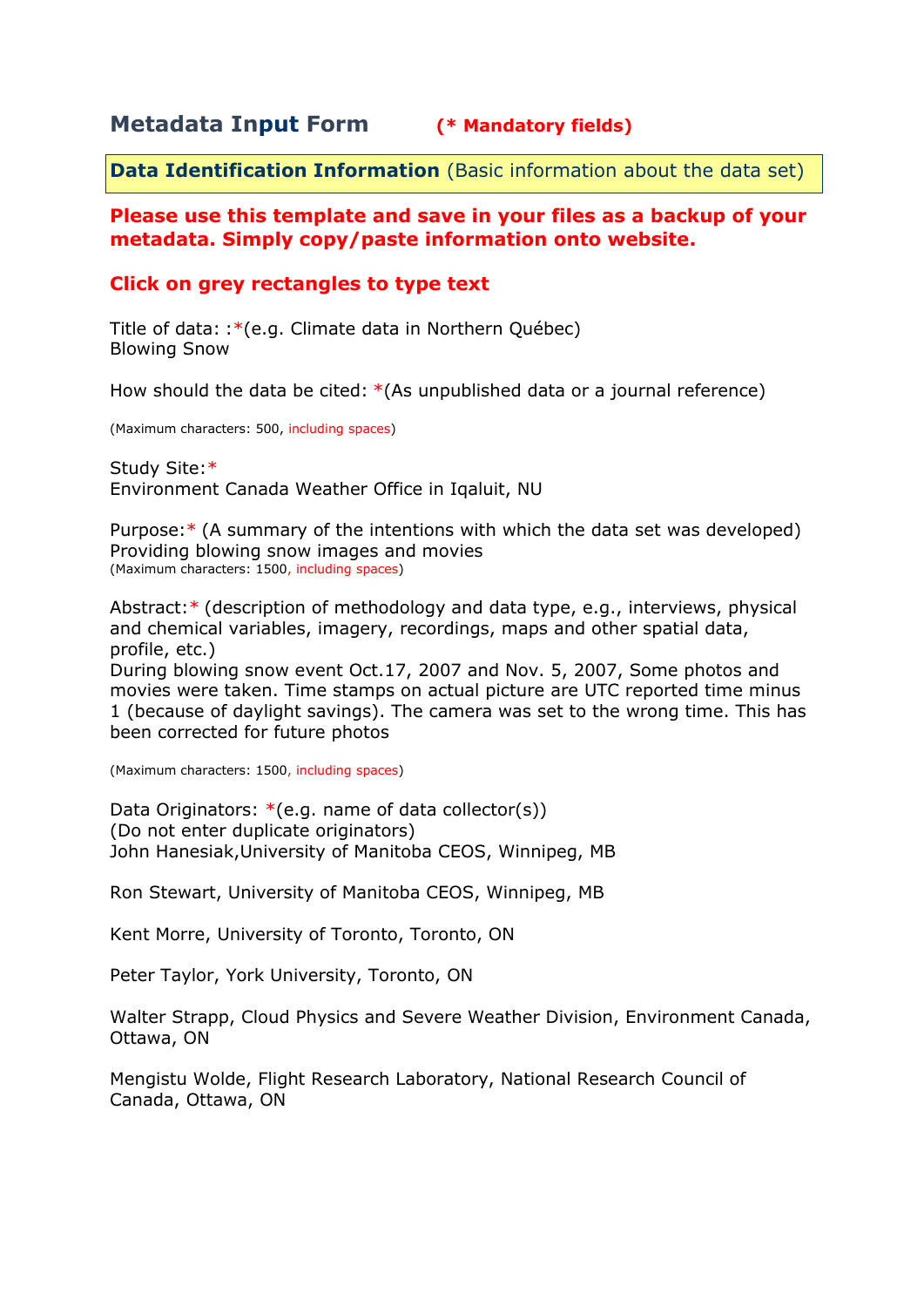# Metadata Input Form **(* Mandatory fields)**

**Data Identification Information** (Basic information about the data set)

**Please use this template and save in your files as a backup of your metadata. Simply copy/paste information onto website.**

**Click on grey rectangles to type text**

Title of data: :*(e.g. Climate data in Northern Québec)
Blowing Snow

How should the data be cited: *(As unpublished data or a journal reference)

(Maximum characters: 500, including spaces)

Study Site:*
Environment Canada Weather Office in Iqaluit, NU

Purpose:* (A summary of the intentions with which the data set was developed)
Providing blowing snow images and movies
(Maximum characters: 1500, including spaces)

Abstract:* (description of methodology and data type, e.g., interviews, physical and chemical variables, imagery, recordings, maps and other spatial data, profile, etc.)
During blowing snow event Oct.17, 2007 and Nov. 5, 2007, Some photos and movies were taken. Time stamps on actual picture are UTC reported time minus 1 (because of daylight savings). The camera was set to the wrong time. This has been corrected for future photos

(Maximum characters: 1500, including spaces)

Data Originators: *(e.g. name of data collector(s))
(Do not enter duplicate originators)
John Hanesiak,University of Manitoba CEOS, Winnipeg, MB

Ron Stewart, University of Manitoba CEOS, Winnipeg, MB

Kent Morre, University of Toronto, Toronto, ON

Peter Taylor, York University, Toronto, ON

Walter Strapp, Cloud Physics and Severe Weather Division, Environment Canada, Ottawa, ON

Mengistu Wolde, Flight Research Laboratory, National Research Council of Canada, Ottawa, ON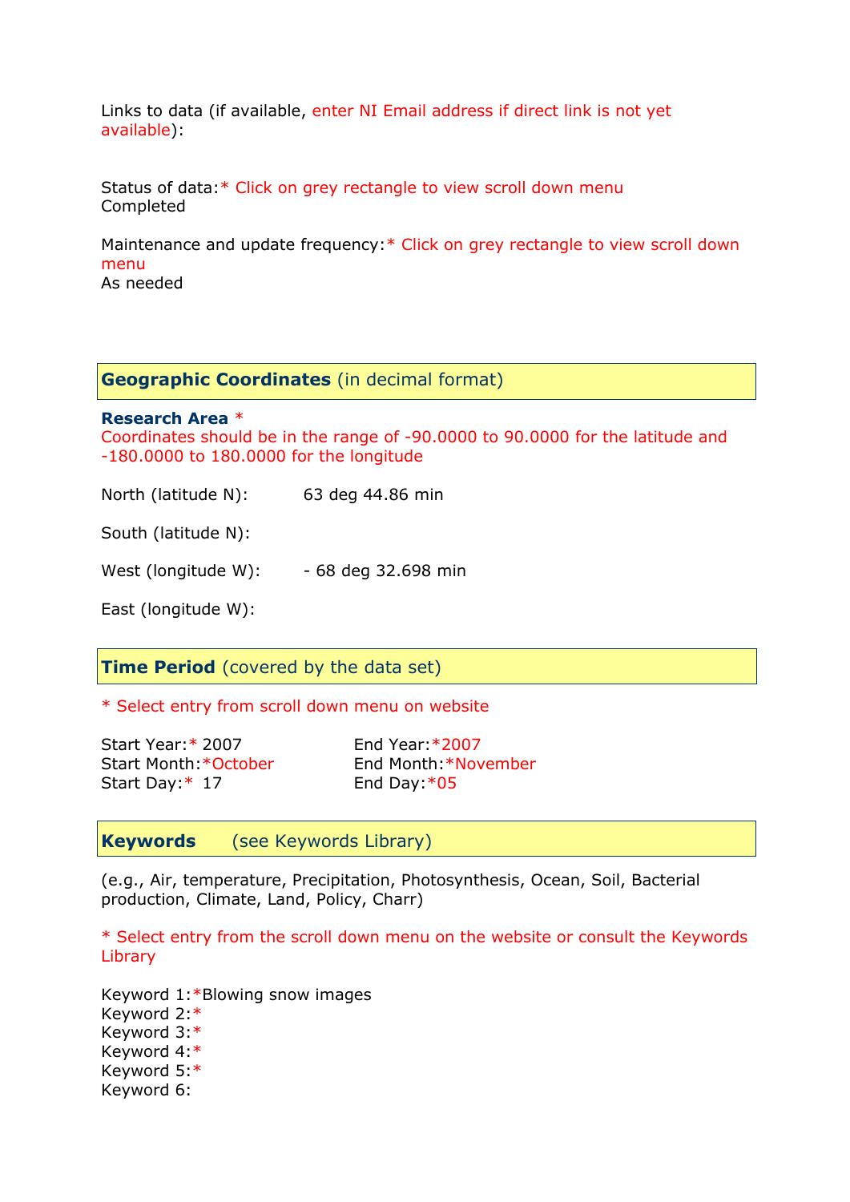Links to data (if available, enter NI Email address if direct link is not yet available):

Status of data:* Click on grey rectangle to view scroll down menu
Completed

Maintenance and update frequency:* Click on grey rectangle to view scroll down menu
As needed

## Geographic Coordinates (in decimal format)

**Research Area** *
Coordinates should be in the range of -90.0000 to 90.0000 for the latitude and -180.0000 to 180.0000 for the longitude

North (latitude N): 63 deg 44.86 min

South (latitude N):

West (longitude W): - 68 deg 32.698 min

East (longitude W):

## Time Period (covered by the data set)

* Select entry from scroll down menu on website

Start Year:* 2007
Start Month:*October
Start Day:* 17

End Year:*2007
End Month:*November
End Day:*05

## Keywords (see Keywords Library)

(e.g., Air, temperature, Precipitation, Photosynthesis, Ocean, Soil, Bacterial production, Climate, Land, Policy, Charr)

* Select entry from the scroll down menu on the website or consult the Keywords Library

Keyword 1:*Blowing snow images
Keyword 2:*
Keyword 3:*
Keyword 4:*
Keyword 5:*
Keyword 6: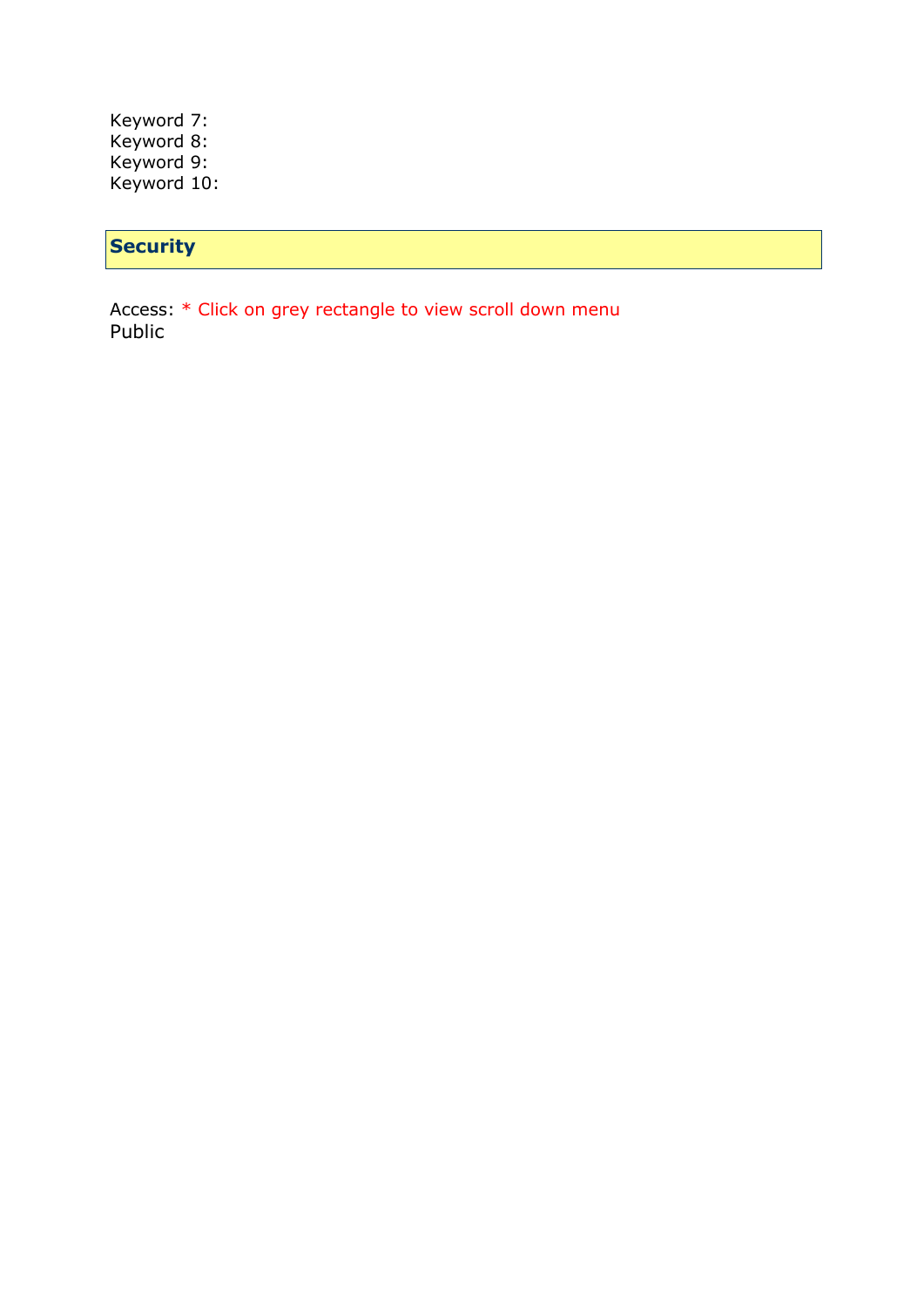Keyword 7:
Keyword 8:
Keyword 9:
Keyword 10:

## Security

Access: * Click on grey rectangle to view scroll down menu
Public